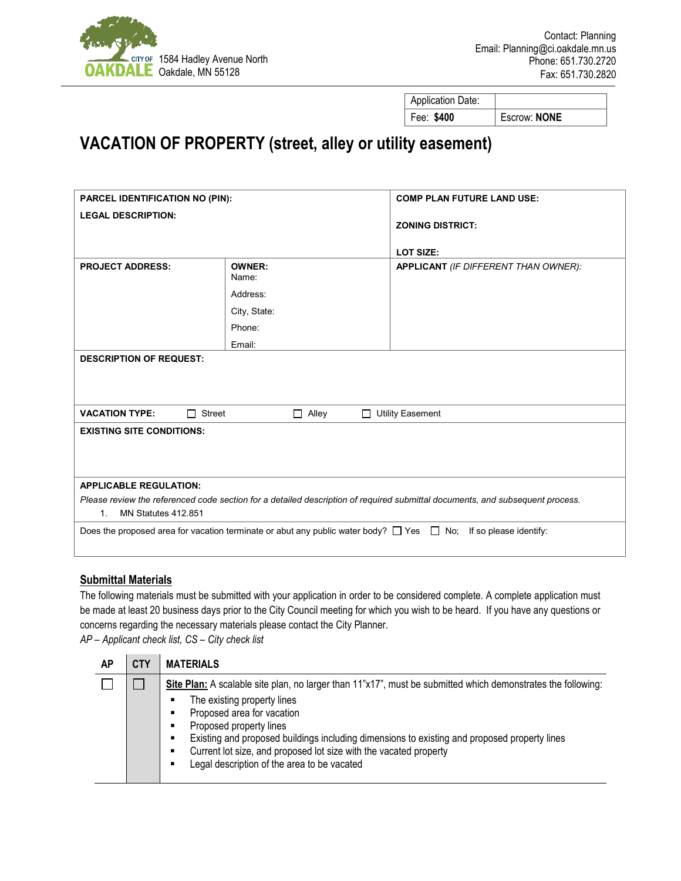CITY OF OAKDALE
1584 Hadley Avenue North
Oakdale, MN 55128

Contact: Planning
Email: Planning@ci.oakdale.mn.us
Phone: 651.730.2720
Fax: 651.730.2820

| Application Date: | |
|---|---|
| Fee: **$400** | Escrow: **NONE** |

# VACATION OF PROPERTY (street, alley or utility easement)

| | | |
|---|---|---|
| **PARCEL IDENTIFICATION NO (PIN):**<br>**LEGAL DESCRIPTION:** | | **COMP PLAN FUTURE LAND USE:**<br>**ZONING DISTRICT:**<br>**LOT SIZE:** |
| **PROJECT ADDRESS:** | **OWNER:**<br>Name:<br>Address:<br>City, State:<br>Phone:<br>Email: | **APPLICANT** *(IF DIFFERENT THAN OWNER):* |

**DESCRIPTION OF REQUEST:**

**VACATION TYPE:** ☐ Street ☐ Alley ☐ Utility Easement

**EXISTING SITE CONDITIONS:**

**APPLICABLE REGULATION:**

*Please review the referenced code section for a detailed description of required submittal documents, and subsequent process.*

1. MN Statutes 412.851

Does the proposed area for vacation terminate or abut any public water body? ☐ Yes ☐ No; If so please identify:

## Submittal Materials

The following materials must be submitted with your application in order to be considered complete. A complete application must be made at least 20 business days prior to the City Council meeting for which you wish to be heard. If you have any questions or concerns regarding the necessary materials please contact the City Planner.

*AP – Applicant check list, CS – City check list*

| AP | CTY | MATERIALS |
|---|---|---|
| ☐ | ☐ | **Site Plan:** A scalable site plan, no larger than 11"x17", must be submitted which demonstrates the following:<br>▪ The existing property lines<br>▪ Proposed area for vacation<br>▪ Proposed property lines<br>▪ Existing and proposed buildings including dimensions to existing and proposed property lines<br>▪ Current lot size, and proposed lot size with the vacated property<br>▪ Legal description of the area to be vacated |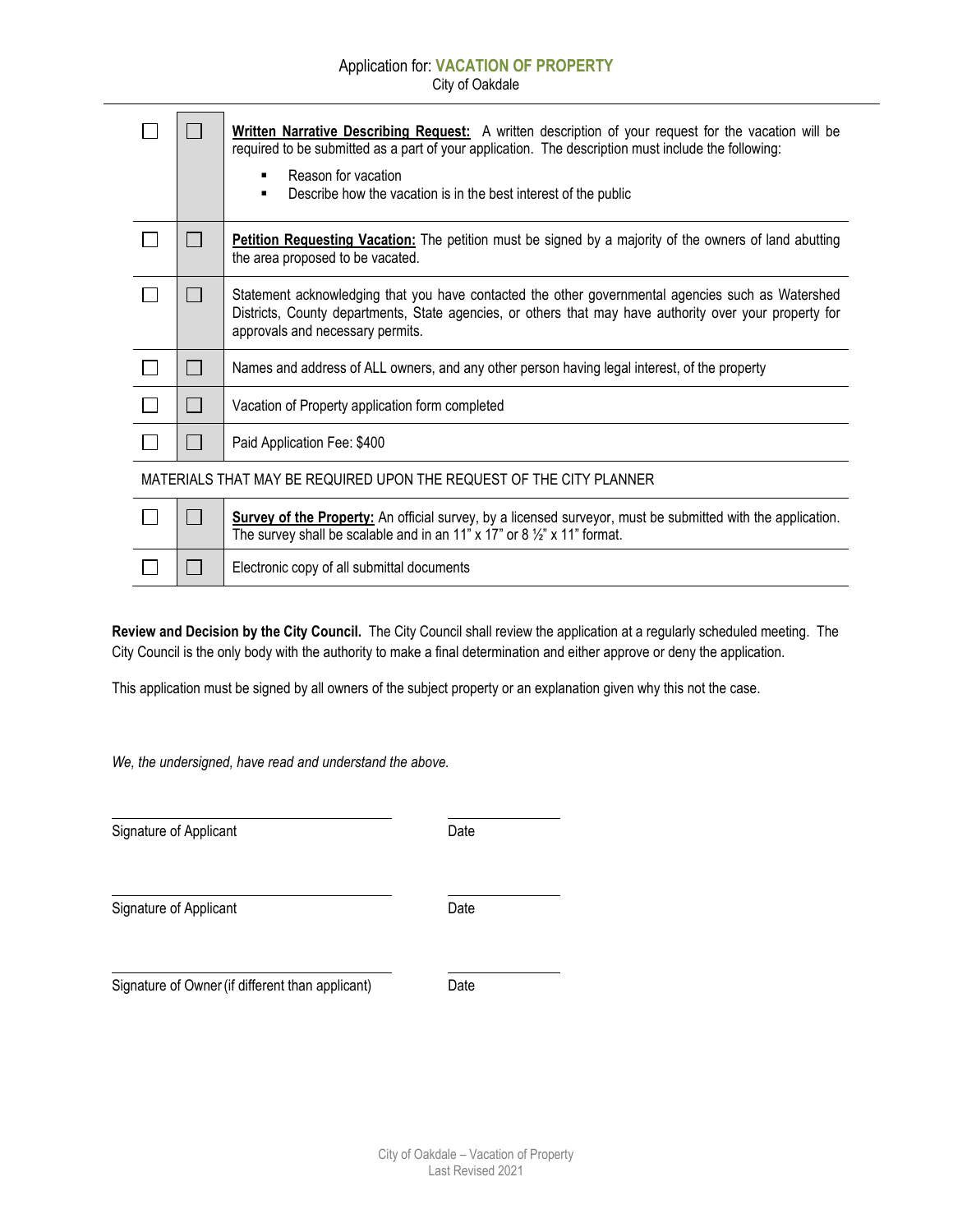Application for: **VACATION OF PROPERTY**
City of Oakdale

| | | |
|---|---|---|
| ☐ | ☐ | **Written Narrative Describing Request:** A written description of your request for the vacation will be required to be submitted as a part of your application. The description must include the following:<br>▪ Reason for vacation<br>▪ Describe how the vacation is in the best interest of the public |
| ☐ | ☐ | **Petition Requesting Vacation:** The petition must be signed by a majority of the owners of land abutting the area proposed to be vacated. |
| ☐ | ☐ | Statement acknowledging that you have contacted the other governmental agencies such as Watershed Districts, County departments, State agencies, or others that may have authority over your property for approvals and necessary permits. |
| ☐ | ☐ | Names and address of ALL owners, and any other person having legal interest, of the property |
| ☐ | ☐ | Vacation of Property application form completed |
| ☐ | ☐ | Paid Application Fee: $400 |
| MATERIALS THAT MAY BE REQUIRED UPON THE REQUEST OF THE CITY PLANNER | | |
| ☐ | ☐ | **Survey of the Property:** An official survey, by a licensed surveyor, must be submitted with the application. The survey shall be scalable and in an 11" x 17" or 8 ½" x 11" format. |
| ☐ | ☐ | Electronic copy of all submittal documents |

**Review and Decision by the City Council.** The City Council shall review the application at a regularly scheduled meeting. The City Council is the only body with the authority to make a final determination and either approve or deny the application.

This application must be signed by all owners of the subject property or an explanation given why this not the case.

*We, the undersigned, have read and understand the above.*

\_\_\_\_\_\_\_\_\_\_\_\_\_\_\_\_\_\_\_\_\_\_\_\_\_\_\_\_\_\_ \_\_\_\_\_\_\_\_\_\_\_\_
Signature of Applicant Date

\_\_\_\_\_\_\_\_\_\_\_\_\_\_\_\_\_\_\_\_\_\_\_\_\_\_\_\_\_\_ \_\_\_\_\_\_\_\_\_\_\_\_
Signature of Applicant Date

\_\_\_\_\_\_\_\_\_\_\_\_\_\_\_\_\_\_\_\_\_\_\_\_\_\_\_\_\_\_ \_\_\_\_\_\_\_\_\_\_\_\_
Signature of Owner (if different than applicant) Date